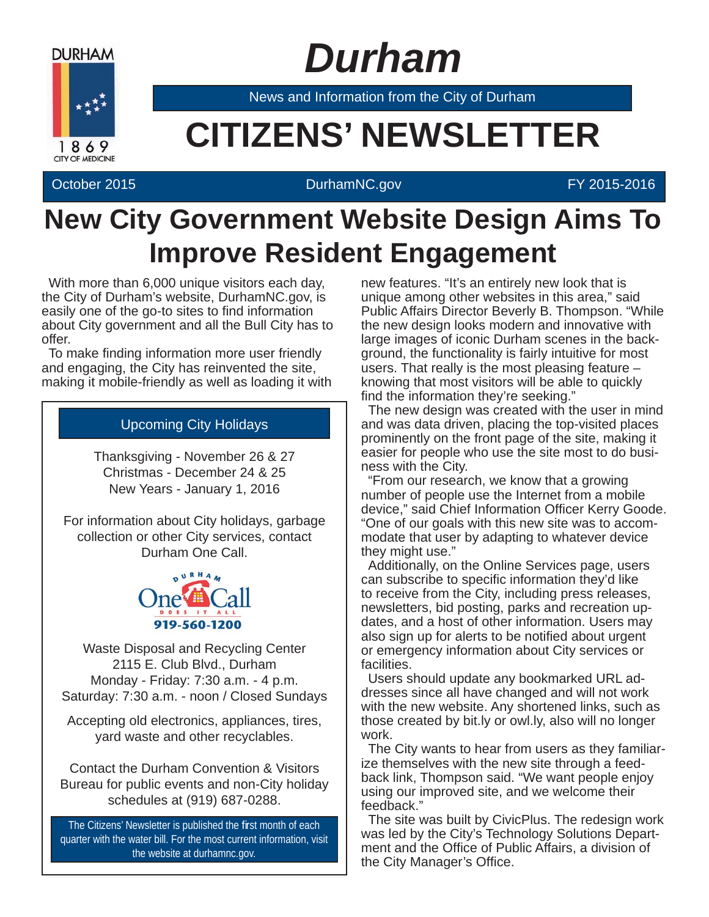DURHAM

1869

CITY OF MEDICINE

# Durham

News and Information from the City of Durham

# CITIZENS' NEWSLETTER

October 2015 | DurhamNC.gov | FY 2015-2016

## New City Government Website Design Aims To Improve Resident Engagement

With more than 6,000 unique visitors each day, the City of Durham's website, DurhamNC.gov, is easily one of the go-to sites to find information about City government and all the Bull City has to offer.

To make finding information more user friendly and engaging, the City has reinvented the site, making it mobile-friendly as well as loading it with new features. "It's an entirely new look that is unique among other websites in this area," said Public Affairs Director Beverly B. Thompson. "While the new design looks modern and innovative with large images of iconic Durham scenes in the background, the functionality is fairly intuitive for most users. That really is the most pleasing feature – knowing that most visitors will be able to quickly find the information they're seeking."

The new design was created with the user in mind and was data driven, placing the top-visited places prominently on the front page of the site, making it easier for people who use the site most to do business with the City.

"From our research, we know that a growing number of people use the Internet from a mobile device," said Chief Information Officer Kerry Goode. "One of our goals with this new site was to accommodate that user by adapting to whatever device they might use."

Additionally, on the Online Services page, users can subscribe to specific information they'd like to receive from the City, including press releases, newsletters, bid posting, parks and recreation updates, and a host of other information. Users may also sign up for alerts to be notified about urgent or emergency information about City services or facilities.

Users should update any bookmarked URL addresses since all have changed and will not work with the new website. Any shortened links, such as those created by bit.ly or owl.ly, also will no longer work.

The City wants to hear from users as they familiarize themselves with the new site through a feedback link, Thompson said. "We want people enjoy using our improved site, and we welcome their feedback."

The site was built by CivicPlus. The redesign work was led by the City's Technology Solutions Department and the Office of Public Affairs, a division of the City Manager's Office.

---

### Upcoming City Holidays

Thanksgiving - November 26 & 27
Christmas - December 24 & 25
New Years - January 1, 2016

For information about City holidays, garbage collection or other City services, contact Durham One Call.

DURHAM One Call DOES IT ALL
919-560-1200

Waste Disposal and Recycling Center
2115 E. Club Blvd., Durham
Monday - Friday: 7:30 a.m. - 4 p.m.
Saturday: 7:30 a.m. - noon / Closed Sundays

Accepting old electronics, appliances, tires, yard waste and other recyclables.

Contact the Durham Convention & Visitors Bureau for public events and non-City holiday schedules at (919) 687-0288.

The Citizens' Newsletter is published the first month of each quarter with the water bill. For the most current information, visit the website at durhamnc.gov.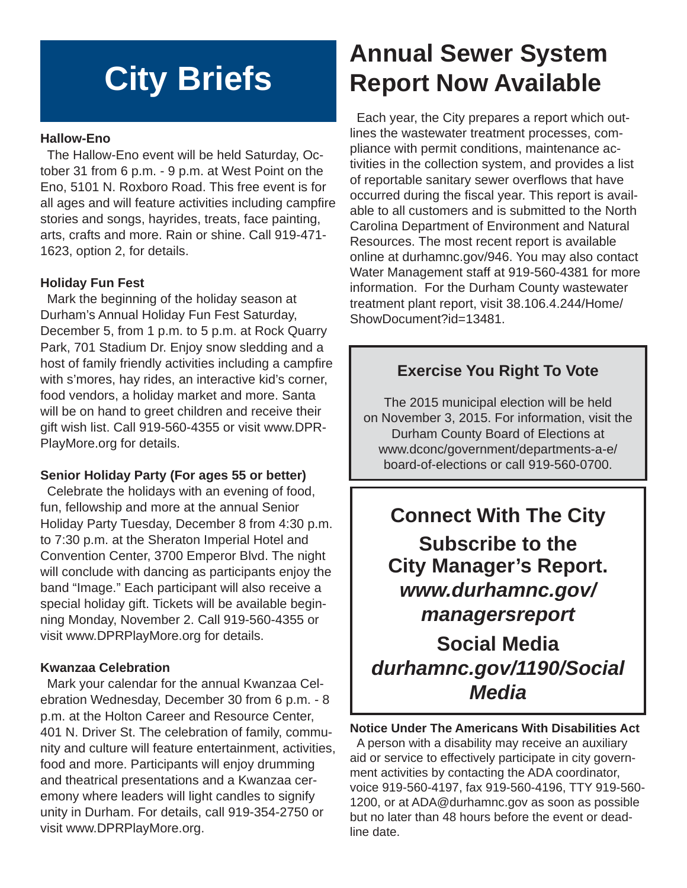# City Briefs

**Hallow-Eno**

The Hallow-Eno event will be held Saturday, October 31 from 6 p.m. - 9 p.m. at West Point on the Eno, 5101 N. Roxboro Road. This free event is for all ages and will feature activities including campfire stories and songs, hayrides, treats, face painting, arts, crafts and more. Rain or shine. Call 919-471-1623, option 2, for details.

**Holiday Fun Fest**

Mark the beginning of the holiday season at Durham's Annual Holiday Fun Fest Saturday, December 5, from 1 p.m. to 5 p.m. at Rock Quarry Park, 701 Stadium Dr. Enjoy snow sledding and a host of family friendly activities including a campfire with s'mores, hay rides, an interactive kid's corner, food vendors, a holiday market and more. Santa will be on hand to greet children and receive their gift wish list. Call 919-560-4355 or visit www.DPRPlayMore.org for details.

**Senior Holiday Party (For ages 55 or better)**

Celebrate the holidays with an evening of food, fun, fellowship and more at the annual Senior Holiday Party Tuesday, December 8 from 4:30 p.m. to 7:30 p.m. at the Sheraton Imperial Hotel and Convention Center, 3700 Emperor Blvd. The night will conclude with dancing as participants enjoy the band "Image." Each participant will also receive a special holiday gift. Tickets will be available beginning Monday, November 2. Call 919-560-4355 or visit www.DPRPlayMore.org for details.

**Kwanzaa Celebration**

Mark your calendar for the annual Kwanzaa Celebration Wednesday, December 30 from 6 p.m. - 8 p.m. at the Holton Career and Resource Center, 401 N. Driver St. The celebration of family, community and culture will feature entertainment, activities, food and more. Participants will enjoy drumming and theatrical presentations and a Kwanzaa ceremony where leaders will light candles to signify unity in Durham. For details, call 919-354-2750 or visit www.DPRPlayMore.org.

# Annual Sewer System Report Now Available

Each year, the City prepares a report which outlines the wastewater treatment processes, compliance with permit conditions, maintenance activities in the collection system, and provides a list of reportable sanitary sewer overflows that have occurred during the fiscal year. This report is available to all customers and is submitted to the North Carolina Department of Environment and Natural Resources. The most recent report is available online at durhamnc.gov/946. You may also contact Water Management staff at 919-560-4381 for more information. For the Durham County wastewater treatment plant report, visit 38.106.4.244/Home/ShowDocument?id=13481.

### Exercise You Right To Vote

The 2015 municipal election will be held on November 3, 2015. For information, visit the Durham County Board of Elections at www.dconc/government/departments-a-e/board-of-elections or call 919-560-0700.

## Connect With The City

**Subscribe to the City Manager's Report.**

***www.durhamnc.gov/managersreport***

**Social Media**

***durhamnc.gov/1190/Social Media***

**Notice Under The Americans With Disabilities Act**

A person with a disability may receive an auxiliary aid or service to effectively participate in city government activities by contacting the ADA coordinator, voice 919-560-4197, fax 919-560-4196, TTY 919-560-1200, or at ADA@durhamnc.gov as soon as possible but no later than 48 hours before the event or deadline date.